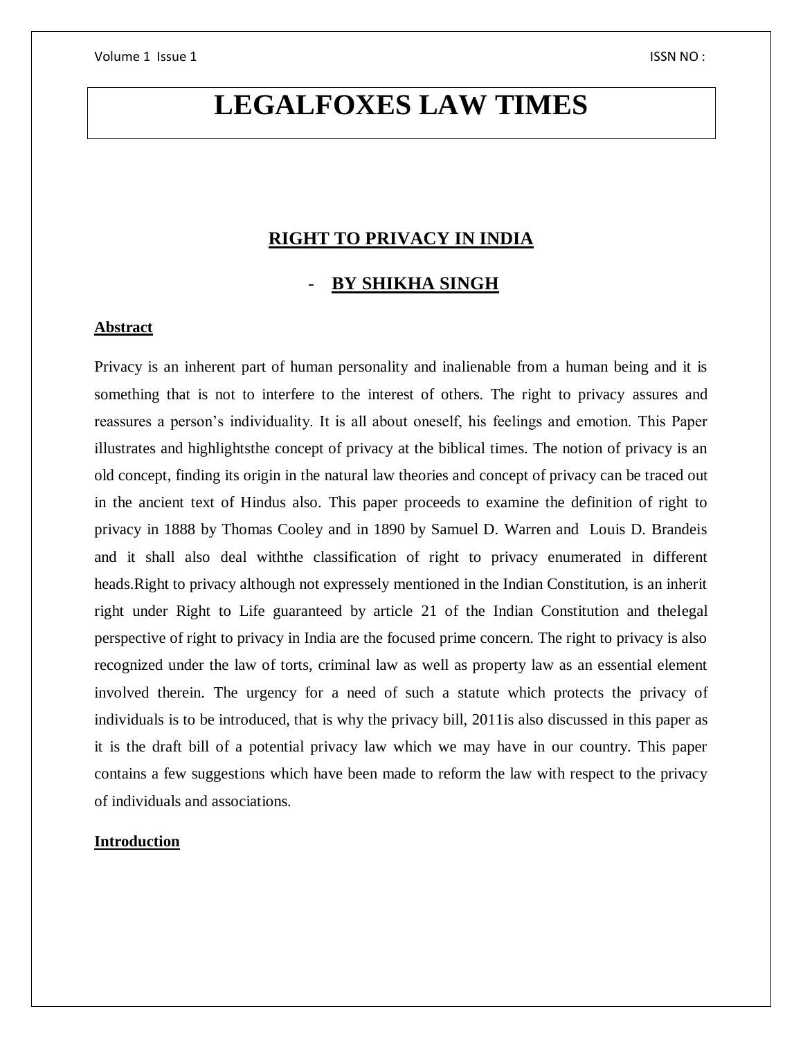# LEGALFOXES LAW TIMES

## RIGHT TO PRIVACY IN INDIA

### - BY SHIKHA SINGH

**Abstract**

Privacy is an inherent part of human personality and inalienable from a human being and it is something that is not to interfere to the interest of others. The right to privacy assures and reassures a person's individuality. It is all about oneself, his feelings and emotion. This Paper illustrates and highlightsthe concept of privacy at the biblical times. The notion of privacy is an old concept, finding its origin in the natural law theories and concept of privacy can be traced out in the ancient text of Hindus also. This paper proceeds to examine the definition of right to privacy in 1888 by Thomas Cooley and in 1890 by Samuel D. Warren and Louis D. Brandeis and it shall also deal withthe classification of right to privacy enumerated in different heads.Right to privacy although not expressely mentioned in the Indian Constitution, is an inherit right under Right to Life guaranteed by article 21 of the Indian Constitution and thelegal perspective of right to privacy in India are the focused prime concern. The right to privacy is also recognized under the law of torts, criminal law as well as property law as an essential element involved therein. The urgency for a need of such a statute which protects the privacy of individuals is to be introduced, that is why the privacy bill, 2011is also discussed in this paper as it is the draft bill of a potential privacy law which we may have in our country. This paper contains a few suggestions which have been made to reform the law with respect to the privacy of individuals and associations.

**Introduction**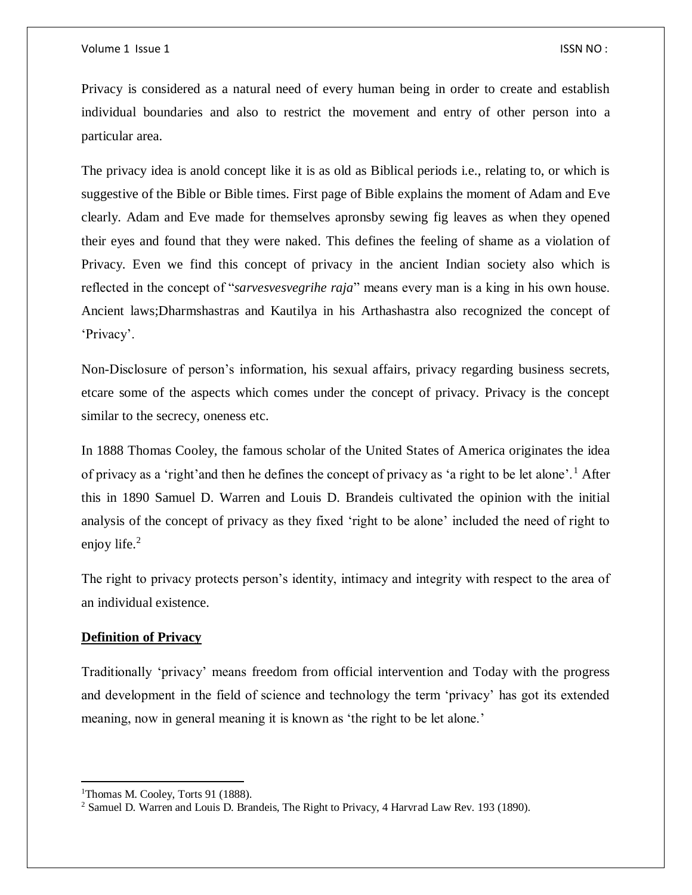Privacy is considered as a natural need of every human being in order to create and establish individual boundaries and also to restrict the movement and entry of other person into a particular area.

The privacy idea is anold concept like it is as old as Biblical periods i.e., relating to, or which is suggestive of the Bible or Bible times. First page of Bible explains the moment of Adam and Eve clearly. Adam and Eve made for themselves apronsby sewing fig leaves as when they opened their eyes and found that they were naked. This defines the feeling of shame as a violation of Privacy. Even we find this concept of privacy in the ancient Indian society also which is reflected in the concept of "*sarvesvesvegrihe raja*" means every man is a king in his own house. Ancient laws;Dharmshastras and Kautilya in his Arthashastra also recognized the concept of 'Privacy'.

Non-Disclosure of person's information, his sexual affairs, privacy regarding business secrets, etcare some of the aspects which comes under the concept of privacy. Privacy is the concept similar to the secrecy, oneness etc.

In 1888 Thomas Cooley, the famous scholar of the United States of America originates the idea of privacy as a 'right'and then he defines the concept of privacy as 'a right to be let alone'.[1] After this in 1890 Samuel D. Warren and Louis D. Brandeis cultivated the opinion with the initial analysis of the concept of privacy as they fixed 'right to be alone' included the need of right to enjoy life.[2]

The right to privacy protects person's identity, intimacy and integrity with respect to the area of an individual existence.

**Definition of Privacy**

Traditionally 'privacy' means freedom from official intervention and Today with the progress and development in the field of science and technology the term 'privacy' has got its extended meaning, now in general meaning it is known as 'the right to be let alone.'

[1] Thomas M. Cooley, Torts 91 (1888).

[2] Samuel D. Warren and Louis D. Brandeis, The Right to Privacy, 4 Harvrad Law Rev. 193 (1890).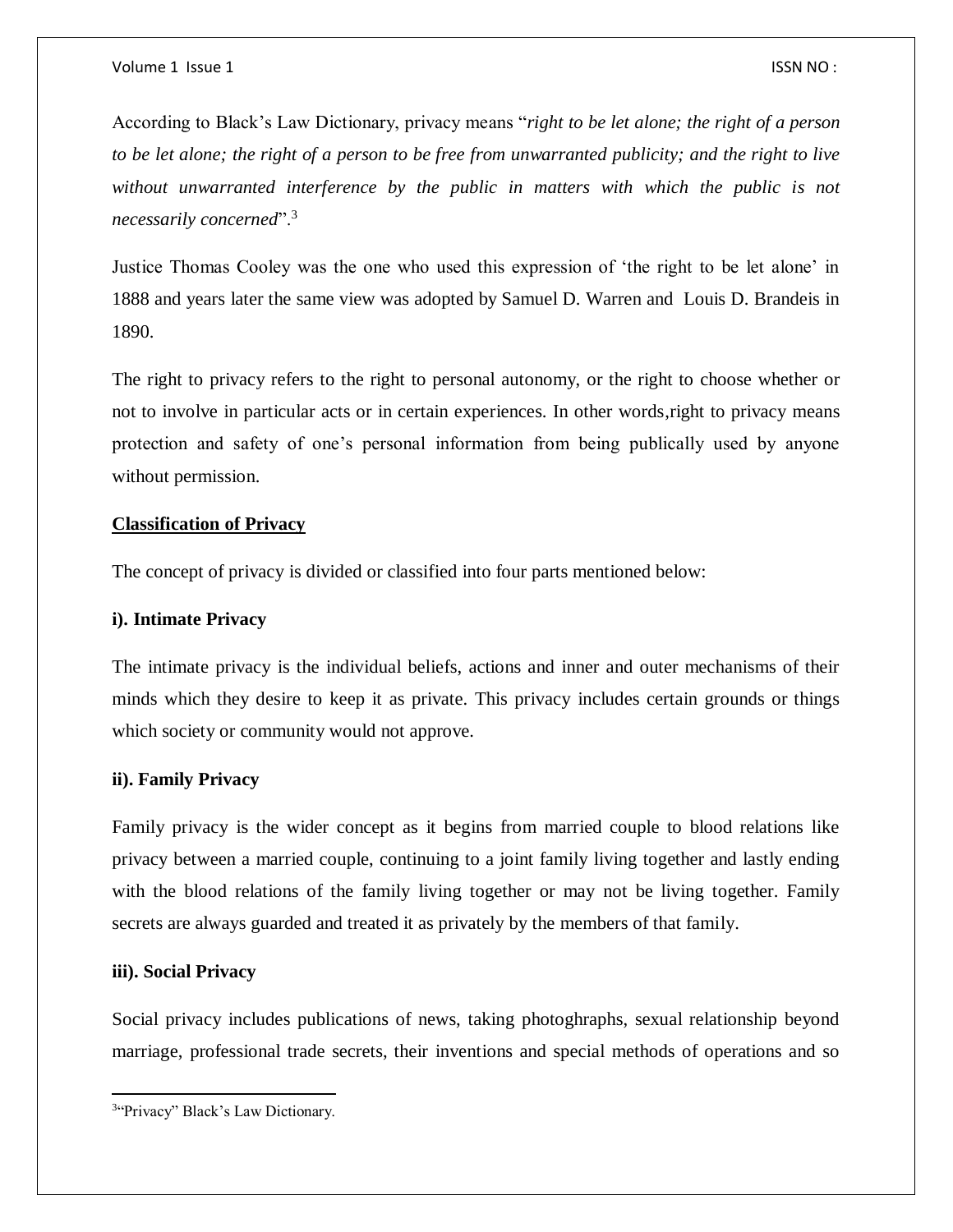According to Black's Law Dictionary, privacy means "*right to be let alone; the right of a person to be let alone; the right of a person to be free from unwarranted publicity; and the right to live without unwarranted interference by the public in matters with which the public is not necessarily concerned*".[3]

Justice Thomas Cooley was the one who used this expression of 'the right to be let alone' in 1888 and years later the same view was adopted by Samuel D. Warren and Louis D. Brandeis in 1890.

The right to privacy refers to the right to personal autonomy, or the right to choose whether or not to involve in particular acts or in certain experiences. In other words,right to privacy means protection and safety of one's personal information from being publically used by anyone without permission.

**Classification of Privacy**

The concept of privacy is divided or classified into four parts mentioned below:

**i). Intimate Privacy**

The intimate privacy is the individual beliefs, actions and inner and outer mechanisms of their minds which they desire to keep it as private. This privacy includes certain grounds or things which society or community would not approve.

**ii). Family Privacy**

Family privacy is the wider concept as it begins from married couple to blood relations like privacy between a married couple, continuing to a joint family living together and lastly ending with the blood relations of the family living together or may not be living together. Family secrets are always guarded and treated it as privately by the members of that family.

**iii). Social Privacy**

Social privacy includes publications of news, taking photoghraphs, sexual relationship beyond marriage, professional trade secrets, their inventions and special methods of operations and so

[3]"Privacy" Black's Law Dictionary.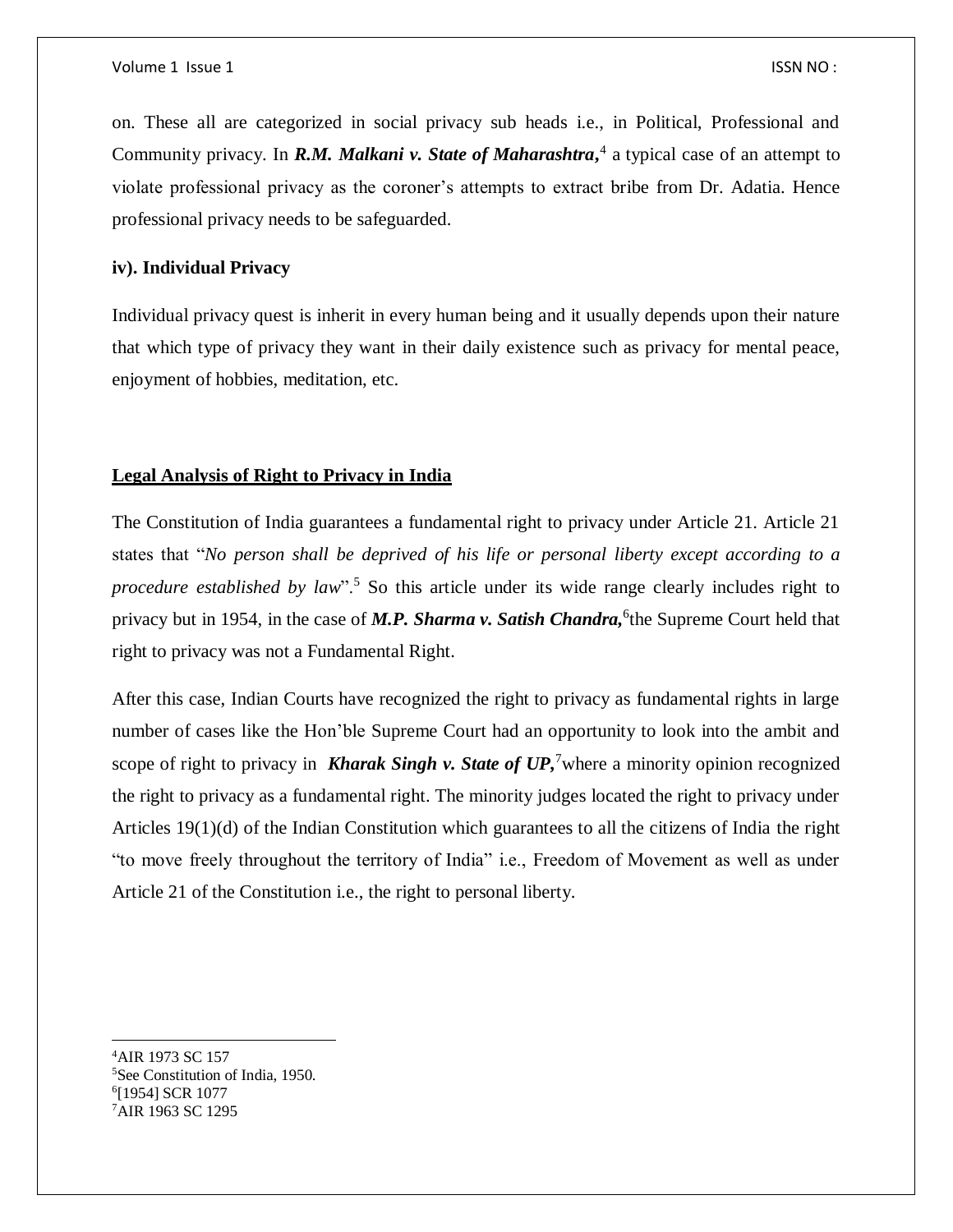on. These all are categorized in social privacy sub heads i.e., in Political, Professional and Community privacy. In ***R.M. Malkani v. State of Maharashtra,***[4] a typical case of an attempt to violate professional privacy as the coroner's attempts to extract bribe from Dr. Adatia. Hence professional privacy needs to be safeguarded.

**iv). Individual Privacy**

Individual privacy quest is inherit in every human being and it usually depends upon their nature that which type of privacy they want in their daily existence such as privacy for mental peace, enjoyment of hobbies, meditation, etc.

## Legal Analysis of Right to Privacy in India

The Constitution of India guarantees a fundamental right to privacy under Article 21. Article 21 states that "*No person shall be deprived of his life or personal liberty except according to a procedure established by law*".[5] So this article under its wide range clearly includes right to privacy but in 1954, in the case of ***M.P. Sharma v. Satish Chandra,***[6]the Supreme Court held that right to privacy was not a Fundamental Right.

After this case, Indian Courts have recognized the right to privacy as fundamental rights in large number of cases like the Hon'ble Supreme Court had an opportunity to look into the ambit and scope of right to privacy in ***Kharak Singh v. State of UP,***[7]where a minority opinion recognized the right to privacy as a fundamental right. The minority judges located the right to privacy under Articles 19(1)(d) of the Indian Constitution which guarantees to all the citizens of India the right "to move freely throughout the territory of India" i.e., Freedom of Movement as well as under Article 21 of the Constitution i.e., the right to personal liberty.

---

[4]AIR 1973 SC 157

[5]See Constitution of India, 1950.

[6][1954] SCR 1077

[7]AIR 1963 SC 1295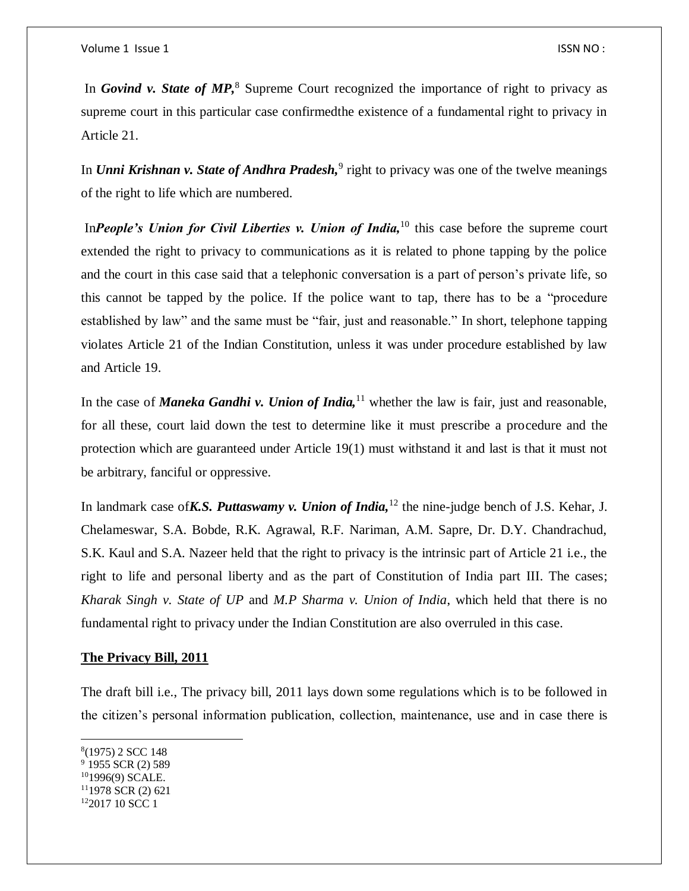In ***Govind v. State of MP,***[8] Supreme Court recognized the importance of right to privacy as supreme court in this particular case confirmedthe existence of a fundamental right to privacy in Article 21.

In ***Unni Krishnan v. State of Andhra Pradesh,***[9] right to privacy was one of the twelve meanings of the right to life which are numbered.

In***People's Union for Civil Liberties v. Union of India,***[10] this case before the supreme court extended the right to privacy to communications as it is related to phone tapping by the police and the court in this case said that a telephonic conversation is a part of person's private life, so this cannot be tapped by the police. If the police want to tap, there has to be a "procedure established by law" and the same must be "fair, just and reasonable." In short, telephone tapping violates Article 21 of the Indian Constitution, unless it was under procedure established by law and Article 19.

In the case of ***Maneka Gandhi v. Union of India,***[11] whether the law is fair, just and reasonable, for all these, court laid down the test to determine like it must prescribe a procedure and the protection which are guaranteed under Article 19(1) must withstand it and last is that it must not be arbitrary, fanciful or oppressive.

In landmark case of***K.S. Puttaswamy v. Union of India,***[12] the nine-judge bench of J.S. Kehar, J. Chelameswar, S.A. Bobde, R.K. Agrawal, R.F. Nariman, A.M. Sapre, Dr. D.Y. Chandrachud, S.K. Kaul and S.A. Nazeer held that the right to privacy is the intrinsic part of Article 21 i.e., the right to life and personal liberty and as the part of Constitution of India part III. The cases; *Kharak Singh v. State of UP* and *M.P Sharma v. Union of India*, which held that there is no fundamental right to privacy under the Indian Constitution are also overruled in this case.

**The Privacy Bill, 2011**

The draft bill i.e., The privacy bill, 2011 lays down some regulations which is to be followed in the citizen's personal information publication, collection, maintenance, use and in case there is

---

[8] (1975) 2 SCC 148

[9] 1955 SCR (2) 589

[10] 1996(9) SCALE.

[11] 1978 SCR (2) 621

[12] 2017 10 SCC 1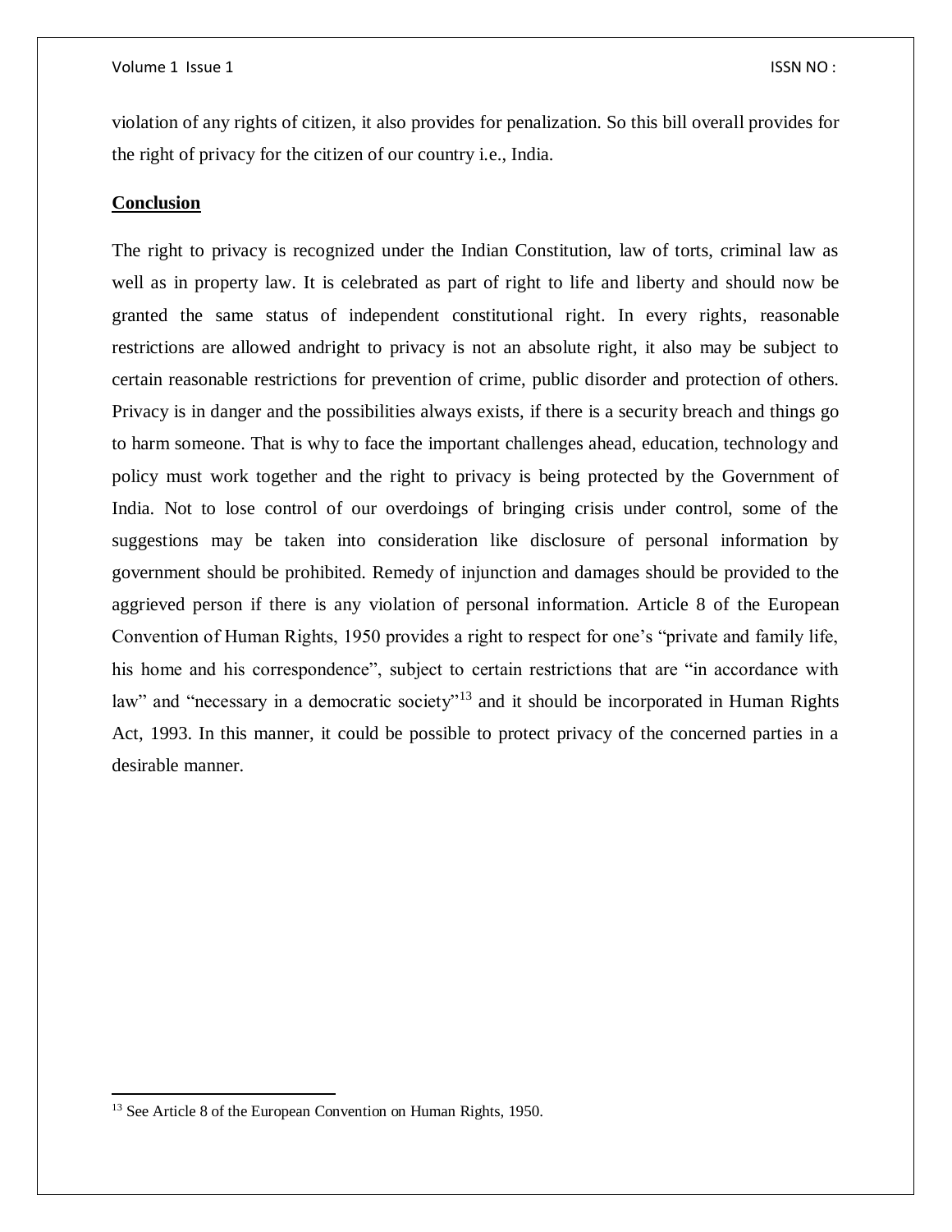violation of any rights of citizen, it also provides for penalization. So this bill overall provides for the right of privacy for the citizen of our country i.e., India.

## Conclusion

The right to privacy is recognized under the Indian Constitution, law of torts, criminal law as well as in property law. It is celebrated as part of right to life and liberty and should now be granted the same status of independent constitutional right. In every rights, reasonable restrictions are allowed andright to privacy is not an absolute right, it also may be subject to certain reasonable restrictions for prevention of crime, public disorder and protection of others. Privacy is in danger and the possibilities always exists, if there is a security breach and things go to harm someone. That is why to face the important challenges ahead, education, technology and policy must work together and the right to privacy is being protected by the Government of India. Not to lose control of our overdoings of bringing crisis under control, some of the suggestions may be taken into consideration like disclosure of personal information by government should be prohibited. Remedy of injunction and damages should be provided to the aggrieved person if there is any violation of personal information. Article 8 of the European Convention of Human Rights, 1950 provides a right to respect for one's "private and family life, his home and his correspondence", subject to certain restrictions that are "in accordance with law" and "necessary in a democratic society"[13] and it should be incorporated in Human Rights Act, 1993. In this manner, it could be possible to protect privacy of the concerned parties in a desirable manner.

---

[13] See Article 8 of the European Convention on Human Rights, 1950.